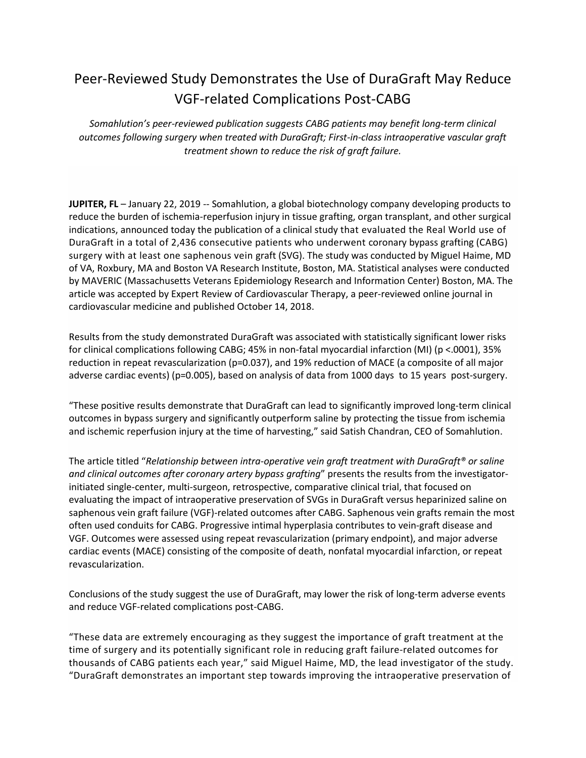# Peer-Reviewed Study Demonstrates the Use of DuraGraft May Reduce VGF-related Complications Post-CABG

*Somahlution's peer-reviewed publication suggests CABG patients may benefit long-term clinical outcomes following surgery when treated with DuraGraft; First-in-class intraoperative vascular graft treatment shown to reduce the risk of graft failure.*

**JUPITER, FL** – January 22, 2019 -- Somahlution, a global biotechnology company developing products to reduce the burden of ischemia-reperfusion injury in tissue grafting, organ transplant, and other surgical indications, announced today the publication of a clinical study that evaluated the Real World use of DuraGraft in a total of 2,436 consecutive patients who underwent coronary bypass grafting (CABG) surgery with at least one saphenous vein graft (SVG). The study was conducted by Miguel Haime, MD of VA, Roxbury, MA and Boston VA Research Institute, Boston, MA. Statistical analyses were conducted by MAVERIC (Massachusetts Veterans Epidemiology Research and Information Center) Boston, MA. The article was accepted by Expert Review of Cardiovascular Therapy, a peer-reviewed online journal in cardiovascular medicine and published October 14, 2018.

Results from the study demonstrated DuraGraft was associated with statistically significant lower risks for clinical complications following CABG; 45% in non-fatal myocardial infarction (MI) ($p < .0001$), 35% reduction in repeat revascularization ($p = 0.037$), and 19% reduction of MACE (a composite of all major adverse cardiac events) ($p = 0.005$), based on analysis of data from 1000 days to 15 years post-surgery.

"These positive results demonstrate that DuraGraft can lead to significantly improved long-term clinical outcomes in bypass surgery and significantly outperform saline by protecting the tissue from ischemia and ischemic reperfusion injury at the time of harvesting," said Satish Chandran, CEO of Somahlution.

The article titled "*Relationship between intra-operative vein graft treatment with DuraGraft® or saline and clinical outcomes after coronary artery bypass grafting*" presents the results from the investigator-initiated single-center, multi-surgeon, retrospective, comparative clinical trial, that focused on evaluating the impact of intraoperative preservation of SVGs in DuraGraft versus heparinized saline on saphenous vein graft failure (VGF)-related outcomes after CABG. Saphenous vein grafts remain the most often used conduits for CABG. Progressive intimal hyperplasia contributes to vein-graft disease and VGF. Outcomes were assessed using repeat revascularization (primary endpoint), and major adverse cardiac events (MACE) consisting of the composite of death, nonfatal myocardial infarction, or repeat revascularization.

Conclusions of the study suggest the use of DuraGraft, may lower the risk of long-term adverse events and reduce VGF-related complications post-CABG.

"These data are extremely encouraging as they suggest the importance of graft treatment at the time of surgery and its potentially significant role in reducing graft failure-related outcomes for thousands of CABG patients each year," said Miguel Haime, MD, the lead investigator of the study. "DuraGraft demonstrates an important step towards improving the intraoperative preservation of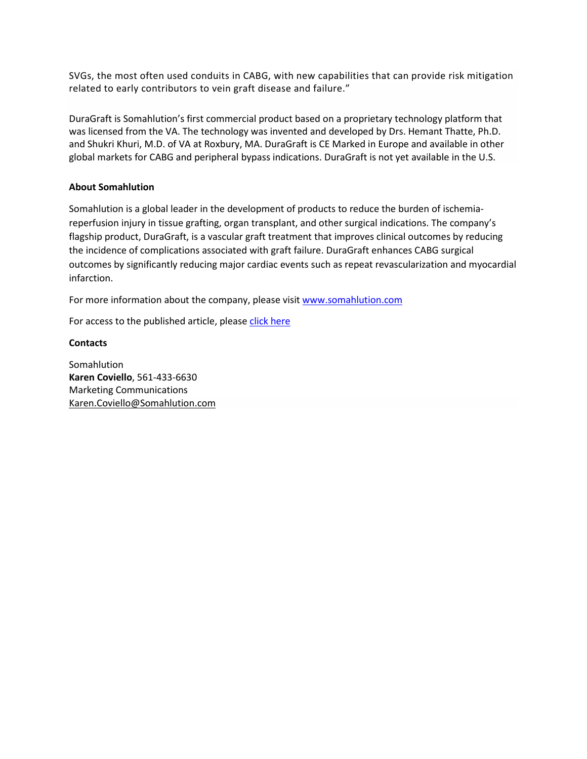SVGs, the most often used conduits in CABG, with new capabilities that can provide risk mitigation related to early contributors to vein graft disease and failure."

DuraGraft is Somahlution's first commercial product based on a proprietary technology platform that was licensed from the VA. The technology was invented and developed by Drs. Hemant Thatte, Ph.D. and Shukri Khuri, M.D. of VA at Roxbury, MA. DuraGraft is CE Marked in Europe and available in other global markets for CABG and peripheral bypass indications. DuraGraft is not yet available in the U.S.

**About Somahlution**

Somahlution is a global leader in the development of products to reduce the burden of ischemia-reperfusion injury in tissue grafting, organ transplant, and other surgical indications. The company's flagship product, DuraGraft, is a vascular graft treatment that improves clinical outcomes by reducing the incidence of complications associated with graft failure. DuraGraft enhances CABG surgical outcomes by significantly reducing major cardiac events such as repeat revascularization and myocardial infarction.

For more information about the company, please visit www.somahlution.com

For access to the published article, please click here

**Contacts**

Somahlution
**Karen Coviello**, 561-433-6630
Marketing Communications
Karen.Coviello@Somahlution.com